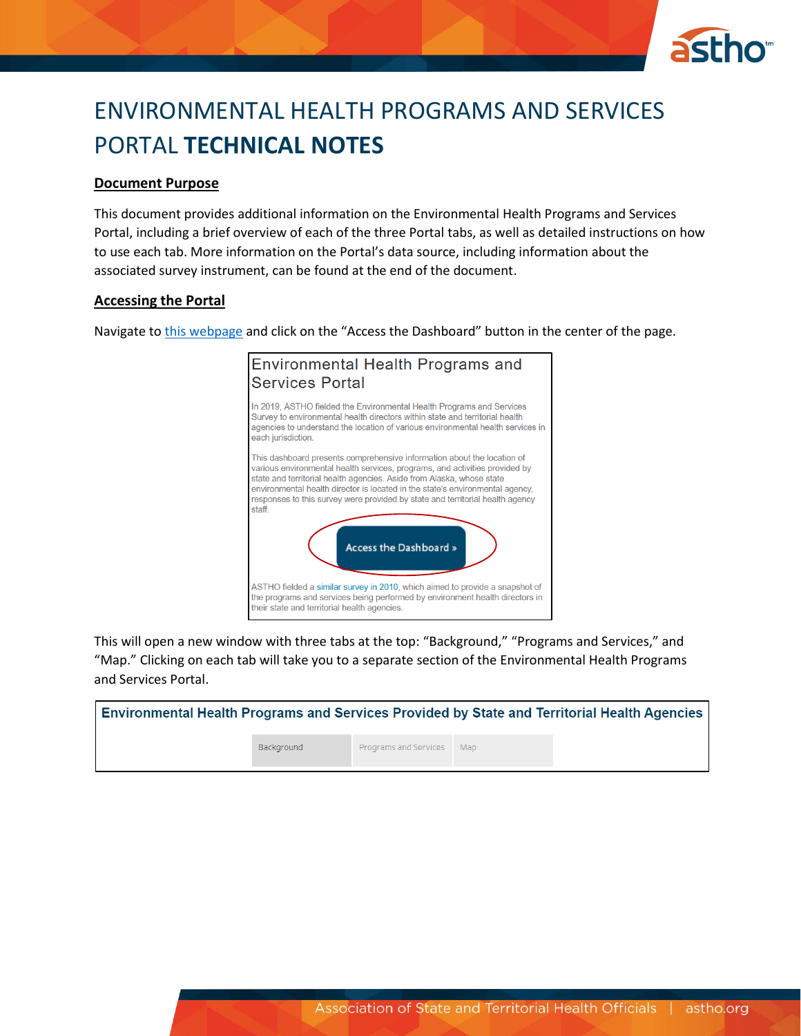# ENVIRONMENTAL HEALTH PROGRAMS AND SERVICES PORTAL **TECHNICAL NOTES**

## Document Purpose

This document provides additional information on the Environmental Health Programs and Services Portal, including a brief overview of each of the three Portal tabs, as well as detailed instructions on how to use each tab. More information on the Portal's data source, including information about the associated survey instrument, can be found at the end of the document.

## Accessing the Portal

Navigate to this webpage and click on the "Access the Dashboard" button in the center of the page.

Environmental Health Programs and Services Portal

In 2019, ASTHO fielded the Environmental Health Programs and Services Survey to environmental health directors within state and territorial health agencies to understand the location of various environmental health services in each jurisdiction.

This dashboard presents comprehensive information about the location of various environmental health services, programs, and activities provided by state and territorial health agencies. Aside from Alaska, whose state environmental health director is located in the state's environmental agency, responses to this survey were provided by state and territorial health agency staff.

Access the Dashboard »

ASTHO fielded a similar survey in 2010, which aimed to provide a snapshot of the programs and services being performed by environment health directors in their state and territorial health agencies.

This will open a new window with three tabs at the top: "Background," "Programs and Services," and "Map." Clicking on each tab will take you to a separate section of the Environmental Health Programs and Services Portal.

Environmental Health Programs and Services Provided by State and Territorial Health Agencies

Background | Programs and Services | Map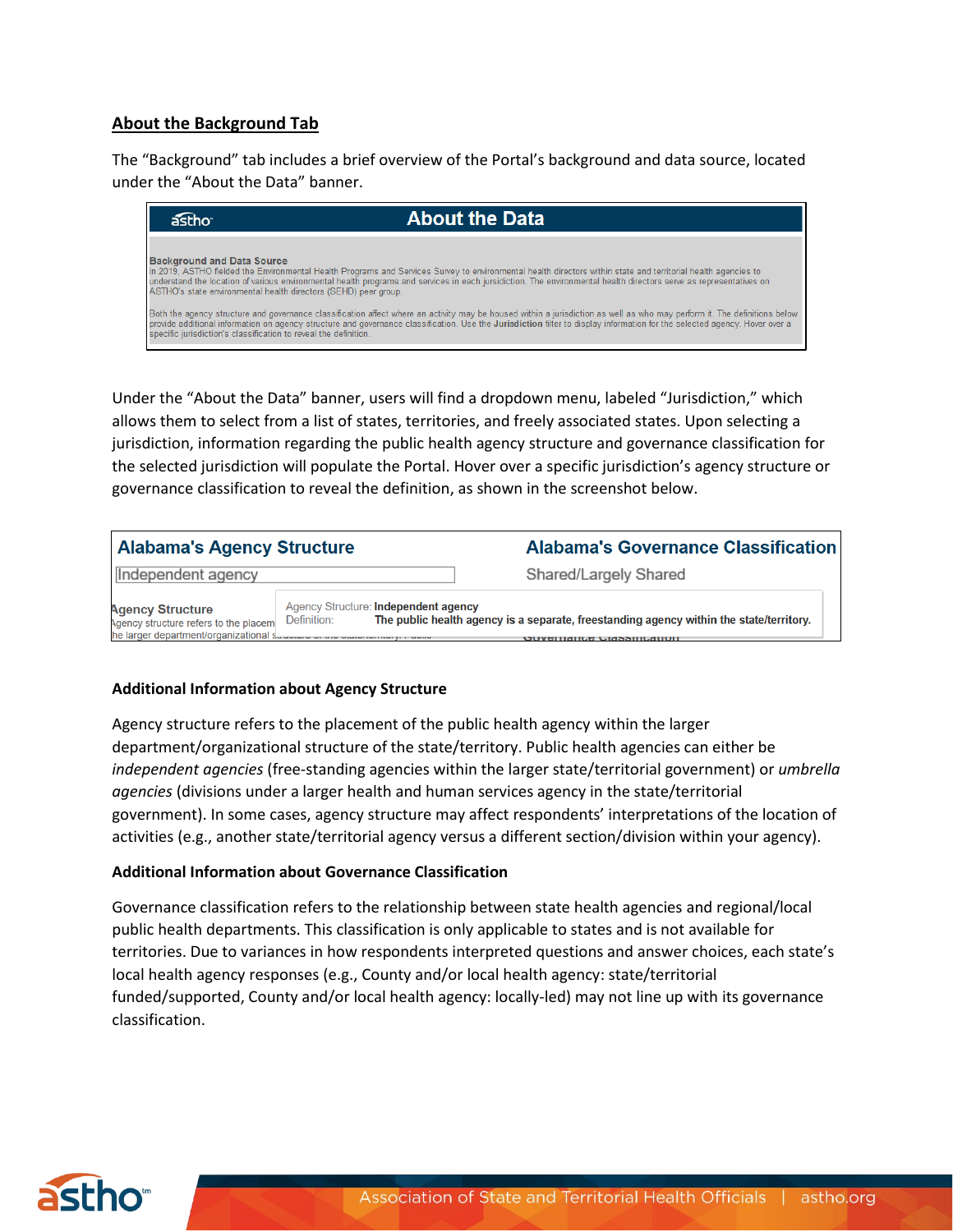## About the Background Tab

The "Background" tab includes a brief overview of the Portal's background and data source, located under the "About the Data" banner.

Under the "About the Data" banner, users will find a dropdown menu, labeled "Jurisdiction," which allows them to select from a list of states, territories, and freely associated states. Upon selecting a jurisdiction, information regarding the public health agency structure and governance classification for the selected jurisdiction will populate the Portal. Hover over a specific jurisdiction's agency structure or governance classification to reveal the definition, as shown in the screenshot below.

### Additional Information about Agency Structure

Agency structure refers to the placement of the public health agency within the larger department/organizational structure of the state/territory. Public health agencies can either be *independent agencies* (free-standing agencies within the larger state/territorial government) or *umbrella agencies* (divisions under a larger health and human services agency in the state/territorial government). In some cases, agency structure may affect respondents' interpretations of the location of activities (e.g., another state/territorial agency versus a different section/division within your agency).

### Additional Information about Governance Classification

Governance classification refers to the relationship between state health agencies and regional/local public health departments. This classification is only applicable to states and is not available for territories. Due to variances in how respondents interpreted questions and answer choices, each state's local health agency responses (e.g., County and/or local health agency: state/territorial funded/supported, County and/or local health agency: locally-led) may not line up with its governance classification.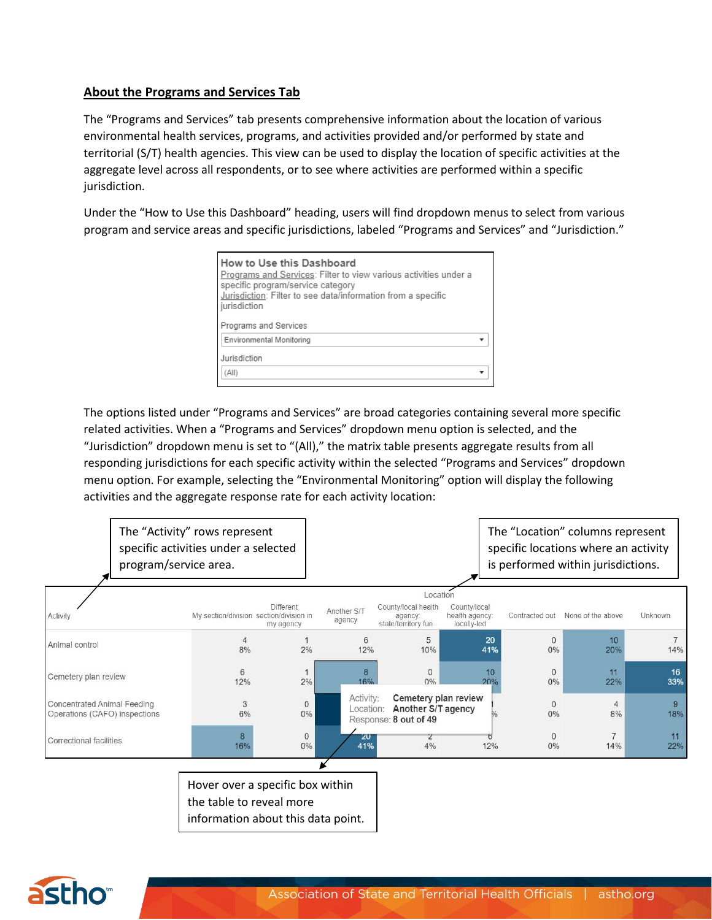## About the Programs and Services Tab

The "Programs and Services" tab presents comprehensive information about the location of various environmental health services, programs, and activities provided and/or performed by state and territorial (S/T) health agencies. This view can be used to display the location of specific activities at the aggregate level across all respondents, or to see where activities are performed within a specific jurisdiction.

Under the "How to Use this Dashboard" heading, users will find dropdown menus to select from various program and service areas and specific jurisdictions, labeled "Programs and Services" and "Jurisdiction."

**How to Use this Dashboard**
Programs and Services: Filter to view various activities under a specific program/service category
Jurisdiction: Filter to see data/information from a specific jurisdiction

Programs and Services
Environmental Monitoring

Jurisdiction
(All)

The options listed under "Programs and Services" are broad categories containing several more specific related activities. When a "Programs and Services" dropdown menu option is selected, and the "Jurisdiction" dropdown menu is set to "(All)," the matrix table presents aggregate results from all responding jurisdictions for each specific activity within the selected "Programs and Services" dropdown menu option. For example, selecting the "Environmental Monitoring" option will display the following activities and the aggregate response rate for each activity location:

The "Activity" rows represent specific activities under a selected program/service area.

The "Location" columns represent specific locations where an activity is performed within jurisdictions.

| Activity | Location | | | | | | | |
|---|---|---|---|---|---|---|---|---|
| | My section/division | Different section/division in my agency | Another S/T agency | County/local health agency: state/territory fun... | County/local health agency: locally-led | Contracted out | None of the above | Unknown |
| Animal control | 4<br>8% | 1<br>2% | 6<br>12% | 5<br>10% | 20<br>41% | 0<br>0% | 10<br>20% | 7<br>14% |
| Cemetery plan review | 6<br>12% | 1<br>2% | 8<br>16% | 0<br>0% | 10<br>20% | 0<br>0% | 11<br>22% | 16<br>33% |
| Concentrated Animal Feeding Operations (CAFO) inspections | 3<br>6% | 0<br>0% | | | | 0<br>0% | 4<br>8% | 9<br>18% |
| Correctional facilities | 8<br>16% | 0<br>0% | 20<br>41% | 2<br>4% | 6<br>12% | 0<br>0% | 7<br>14% | 11<br>22% |

Activity: Cemetery plan review
Location: Another S/T agency
Response: 8 out of 49

Hover over a specific box within the table to reveal more information about this data point.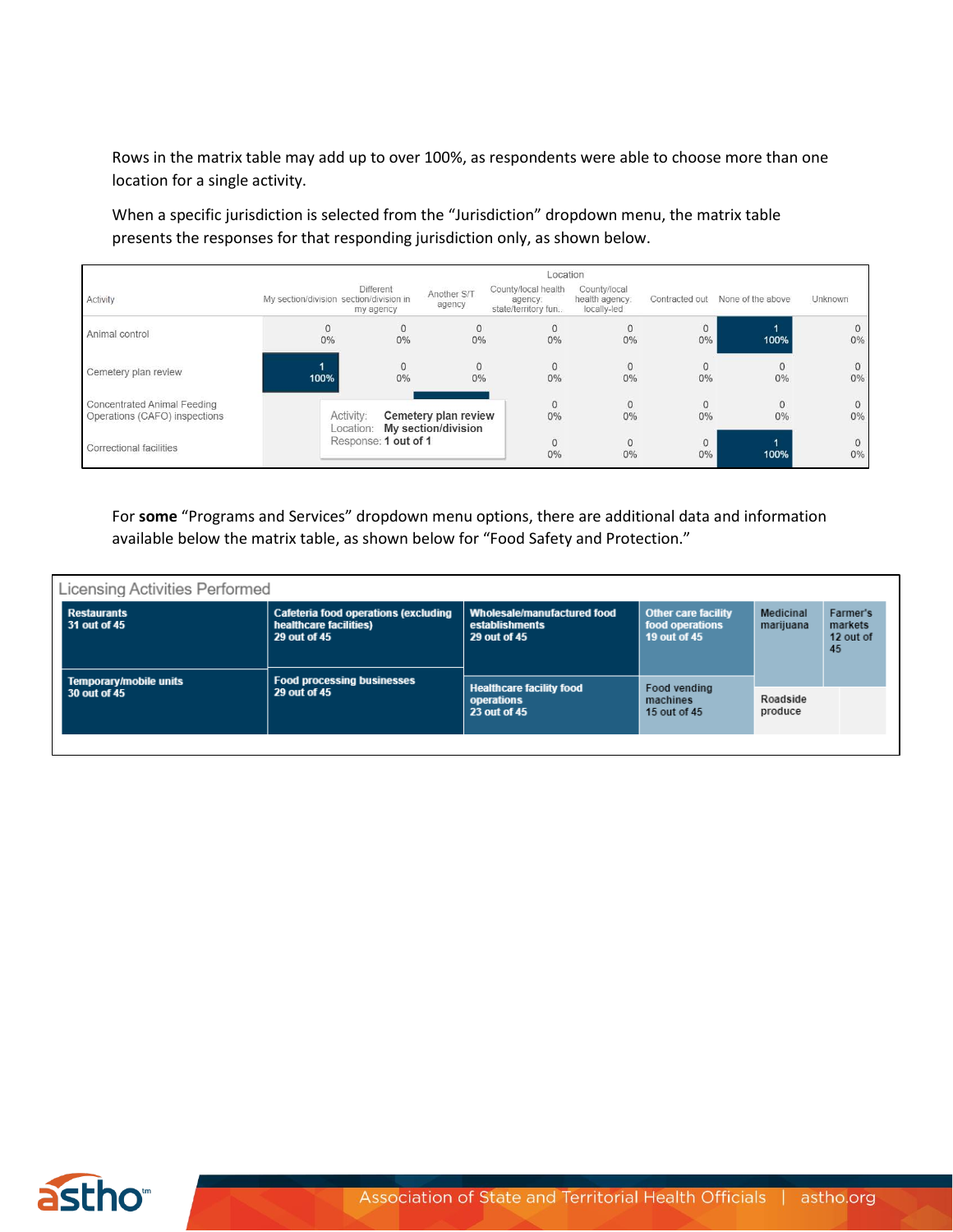Rows in the matrix table may add up to over 100%, as respondents were able to choose more than one location for a single activity.

When a specific jurisdiction is selected from the "Jurisdiction" dropdown menu, the matrix table presents the responses for that responding jurisdiction only, as shown below.

| Activity | Location | | | | | | | |
|---|---|---|---|---|---|---|---|---|
| | My section/division | Different section/division in my agency | Another S/T agency | County/local health agency: state/territory fun.. | County/local health agency: locally-led | Contracted out | None of the above | Unknown |
| Animal control | 0<br>0% | 0<br>0% | 0<br>0% | 0<br>0% | 0<br>0% | 0<br>0% | 1<br>100% | 0<br>0% |
| Cemetery plan review | 1<br>100% | 0<br>0% | 0<br>0% | 0<br>0% | 0<br>0% | 0<br>0% | 0<br>0% | 0<br>0% |
| Concentrated Animal Feeding Operations (CAFO) inspections | | | | 0<br>0% | 0<br>0% | 0<br>0% | 0<br>0% | 0<br>0% |
| Correctional facilities | | | | 0<br>0% | 0<br>0% | 0<br>0% | 1<br>100% | 0<br>0% |

Activity: **Cemetery plan review**
Location: **My section/division**
Response: **1 out of 1**

For **some** "Programs and Services" dropdown menu options, there are additional data and information available below the matrix table, as shown below for "Food Safety and Protection."

**Licensing Activities Performed**

- Restaurants: 31 out of 45
- Temporary/mobile units: 30 out of 45
- Cafeteria food operations (excluding healthcare facilities): 29 out of 45
- Food processing businesses: 29 out of 45
- Wholesale/manufactured food establishments: 29 out of 45
- Healthcare facility food operations: 23 out of 45
- Other care facility food operations: 19 out of 45
- Food vending machines: 15 out of 45
- Medicinal marijuana
- Farmer's markets: 12 out of 45
- Roadside produce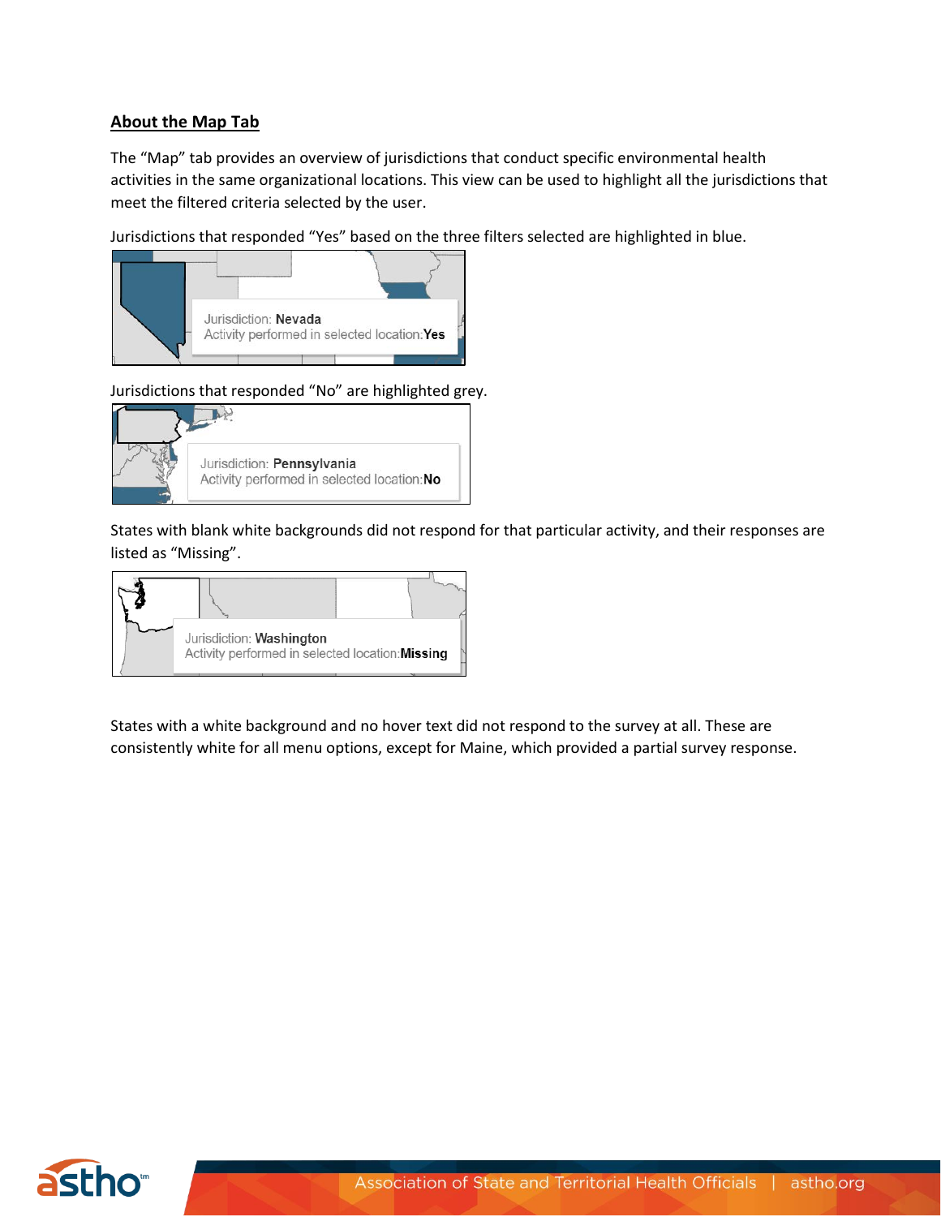## About the Map Tab

The "Map" tab provides an overview of jurisdictions that conduct specific environmental health activities in the same organizational locations. This view can be used to highlight all the jurisdictions that meet the filtered criteria selected by the user.

Jurisdictions that responded "Yes" based on the three filters selected are highlighted in blue.

Jurisdiction: **Nevada**
Activity performed in selected location: **Yes**

Jurisdictions that responded "No" are highlighted grey.

Jurisdiction: **Pennsylvania**
Activity performed in selected location: **No**

States with blank white backgrounds did not respond for that particular activity, and their responses are listed as "Missing".

Jurisdiction: **Washington**
Activity performed in selected location: **Missing**

States with a white background and no hover text did not respond to the survey at all. These are consistently white for all menu options, except for Maine, which provided a partial survey response.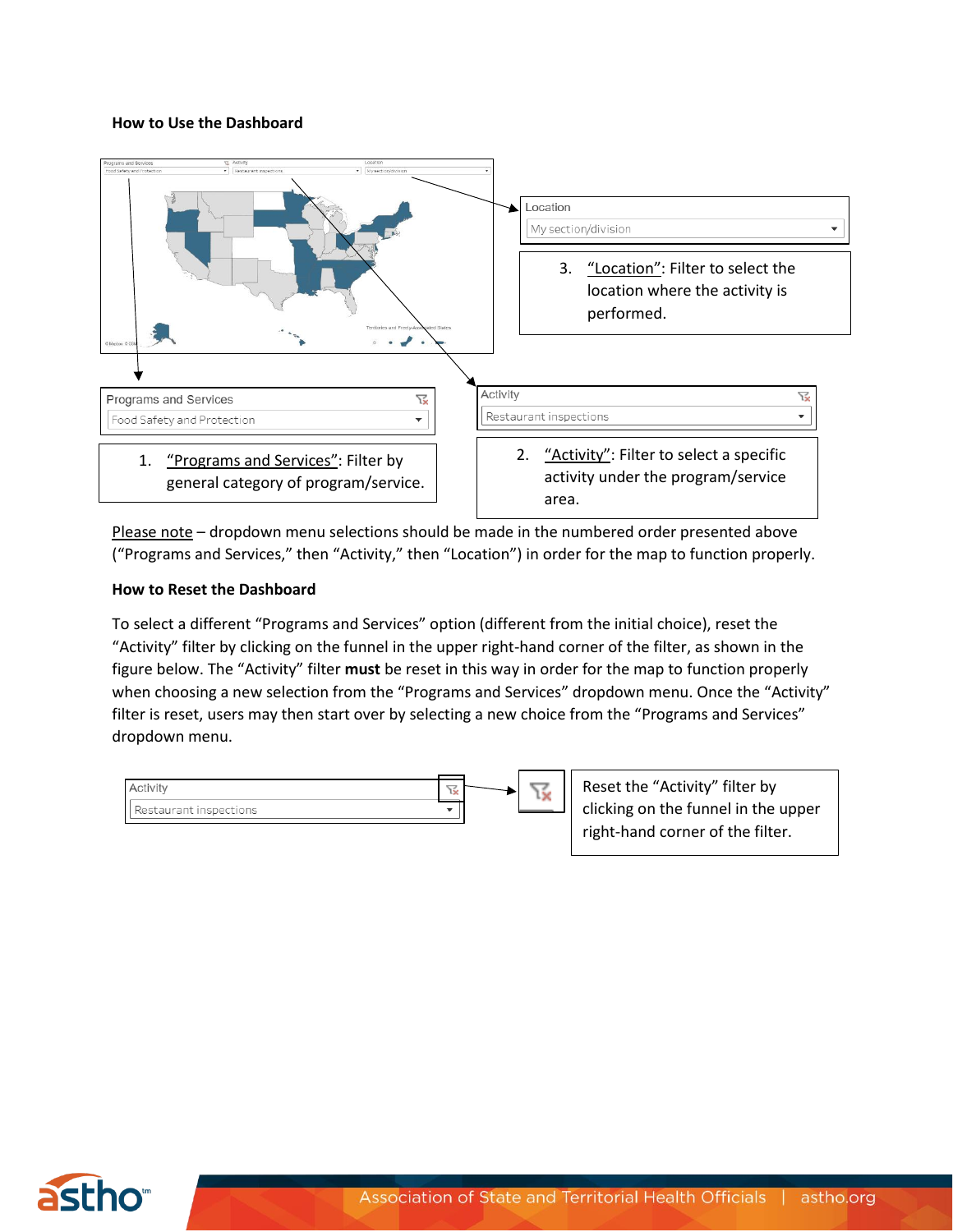**How to Use the Dashboard**

Location

My section/division

3. "Location": Filter to select the location where the activity is performed.

Programs and Services

Food Safety and Protection

1. "Programs and Services": Filter by general category of program/service.

Activity

Restaurant inspections

2. "Activity": Filter to select a specific activity under the program/service area.

Please note – dropdown menu selections should be made in the numbered order presented above ("Programs and Services," then "Activity," then "Location") in order for the map to function properly.

**How to Reset the Dashboard**

To select a different "Programs and Services" option (different from the initial choice), reset the "Activity" filter by clicking on the funnel in the upper right-hand corner of the filter, as shown in the figure below. The "Activity" filter **must** be reset in this way in order for the map to function properly when choosing a new selection from the "Programs and Services" dropdown menu. Once the "Activity" filter is reset, users may then start over by selecting a new choice from the "Programs and Services" dropdown menu.

Activity

Restaurant inspections

Reset the "Activity" filter by clicking on the funnel in the upper right-hand corner of the filter.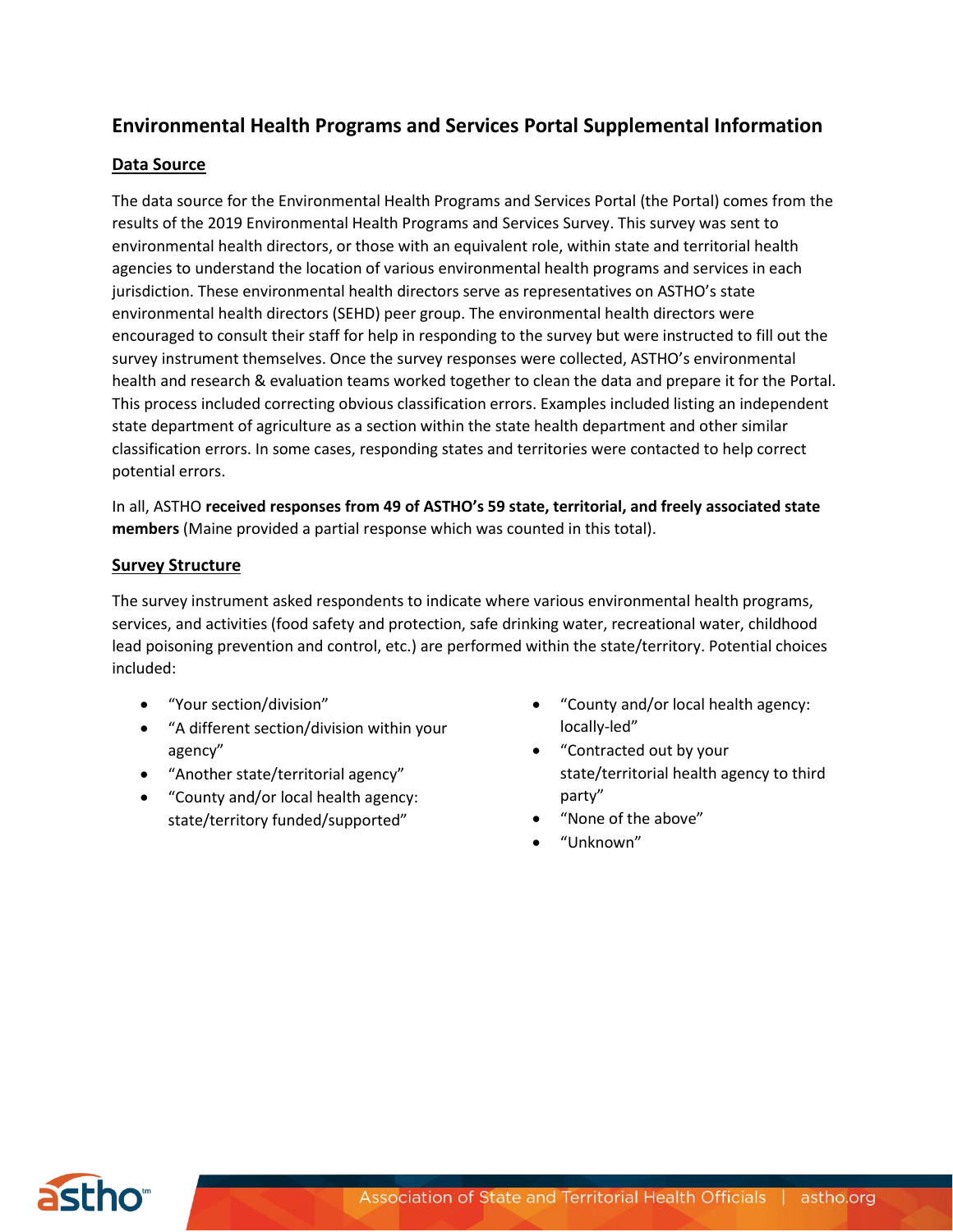# Environmental Health Programs and Services Portal Supplemental Information

## Data Source

The data source for the Environmental Health Programs and Services Portal (the Portal) comes from the results of the 2019 Environmental Health Programs and Services Survey. This survey was sent to environmental health directors, or those with an equivalent role, within state and territorial health agencies to understand the location of various environmental health programs and services in each jurisdiction. These environmental health directors serve as representatives on ASTHO's state environmental health directors (SEHD) peer group. The environmental health directors were encouraged to consult their staff for help in responding to the survey but were instructed to fill out the survey instrument themselves. Once the survey responses were collected, ASTHO's environmental health and research & evaluation teams worked together to clean the data and prepare it for the Portal. This process included correcting obvious classification errors. Examples included listing an independent state department of agriculture as a section within the state health department and other similar classification errors. In some cases, responding states and territories were contacted to help correct potential errors.

In all, ASTHO **received responses from 49 of ASTHO's 59 state, territorial, and freely associated state members** (Maine provided a partial response which was counted in this total).

## Survey Structure

The survey instrument asked respondents to indicate where various environmental health programs, services, and activities (food safety and protection, safe drinking water, recreational water, childhood lead poisoning prevention and control, etc.) are performed within the state/territory. Potential choices included:

- "Your section/division"
- "A different section/division within your agency"
- "Another state/territorial agency"
- "County and/or local health agency: state/territory funded/supported"
- "County and/or local health agency: locally-led"
- "Contracted out by your state/territorial health agency to third party"
- "None of the above"
- "Unknown"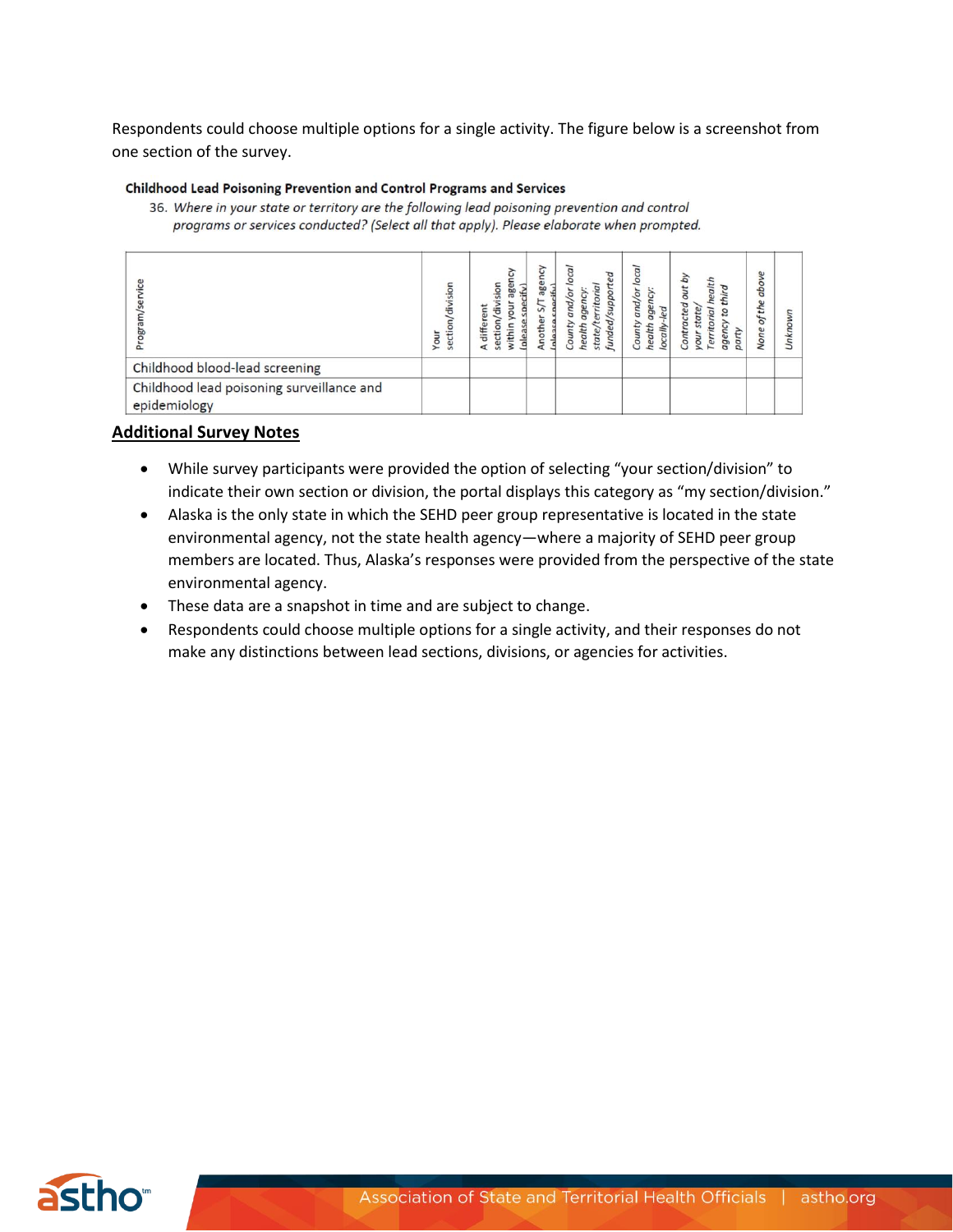Respondents could choose multiple options for a single activity. The figure below is a screenshot from one section of the survey.

**Childhood Lead Poisoning Prevention and Control Programs and Services**

36. *Where in your state or territory are the following lead poisoning prevention and control programs or services conducted? (Select all that apply). Please elaborate when prompted.*

| Program/service | Your section/division | A different section/division within your agency (please specify) | Another S/T agency (please specify) | County and/or local health agency: state/territorial funded/supported | County and/or local health agency: locally-led | Contracted out by your state/ Territorial health agency to third party | None of the above | Unknown |
|---|---|---|---|---|---|---|---|---|
| Childhood blood-lead screening | | | | | | | | |
| Childhood lead poisoning surveillance and epidemiology | | | | | | | | |

## Additional Survey Notes

- While survey participants were provided the option of selecting "your section/division" to indicate their own section or division, the portal displays this category as "my section/division."
- Alaska is the only state in which the SEHD peer group representative is located in the state environmental agency, not the state health agency—where a majority of SEHD peer group members are located. Thus, Alaska's responses were provided from the perspective of the state environmental agency.
- These data are a snapshot in time and are subject to change.
- Respondents could choose multiple options for a single activity, and their responses do not make any distinctions between lead sections, divisions, or agencies for activities.